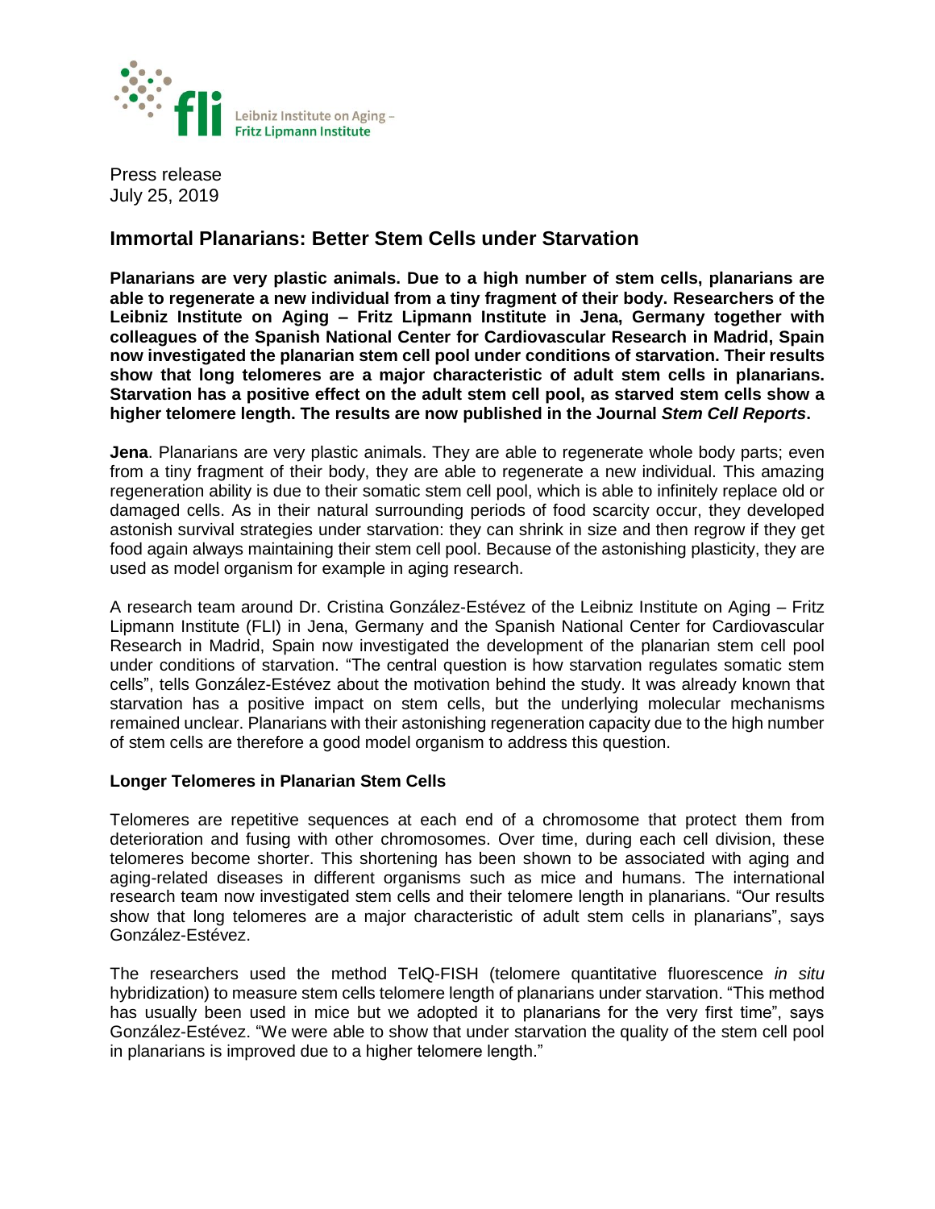Leibniz Institute on Aging – Fritz Lipmann Institute

Press release
July 25, 2019

# Immortal Planarians: Better Stem Cells under Starvation

**Planarians are very plastic animals. Due to a high number of stem cells, planarians are able to regenerate a new individual from a tiny fragment of their body. Researchers of the Leibniz Institute on Aging – Fritz Lipmann Institute in Jena, Germany together with colleagues of the Spanish National Center for Cardiovascular Research in Madrid, Spain now investigated the planarian stem cell pool under conditions of starvation. Their results show that long telomeres are a major characteristic of adult stem cells in planarians. Starvation has a positive effect on the adult stem cell pool, as starved stem cells show a higher telomere length. The results are now published in the Journal *Stem Cell Reports*.**

**Jena**. Planarians are very plastic animals. They are able to regenerate whole body parts; even from a tiny fragment of their body, they are able to regenerate a new individual. This amazing regeneration ability is due to their somatic stem cell pool, which is able to infinitely replace old or damaged cells. As in their natural surrounding periods of food scarcity occur, they developed astonish survival strategies under starvation: they can shrink in size and then regrow if they get food again always maintaining their stem cell pool. Because of the astonishing plasticity, they are used as model organism for example in aging research.

A research team around Dr. Cristina González-Estévez of the Leibniz Institute on Aging – Fritz Lipmann Institute (FLI) in Jena, Germany and the Spanish National Center for Cardiovascular Research in Madrid, Spain now investigated the development of the planarian stem cell pool under conditions of starvation. "The central question is how starvation regulates somatic stem cells", tells González-Estévez about the motivation behind the study. It was already known that starvation has a positive impact on stem cells, but the underlying molecular mechanisms remained unclear. Planarians with their astonishing regeneration capacity due to the high number of stem cells are therefore a good model organism to address this question.

## Longer Telomeres in Planarian Stem Cells

Telomeres are repetitive sequences at each end of a chromosome that protect them from deterioration and fusing with other chromosomes. Over time, during each cell division, these telomeres become shorter. This shortening has been shown to be associated with aging and aging-related diseases in different organisms such as mice and humans. The international research team now investigated stem cells and their telomere length in planarians. "Our results show that long telomeres are a major characteristic of adult stem cells in planarians", says González-Estévez.

The researchers used the method TelQ-FISH (telomere quantitative fluorescence *in situ* hybridization) to measure stem cells telomere length of planarians under starvation. "This method has usually been used in mice but we adopted it to planarians for the very first time", says González-Estévez. "We were able to show that under starvation the quality of the stem cell pool in planarians is improved due to a higher telomere length."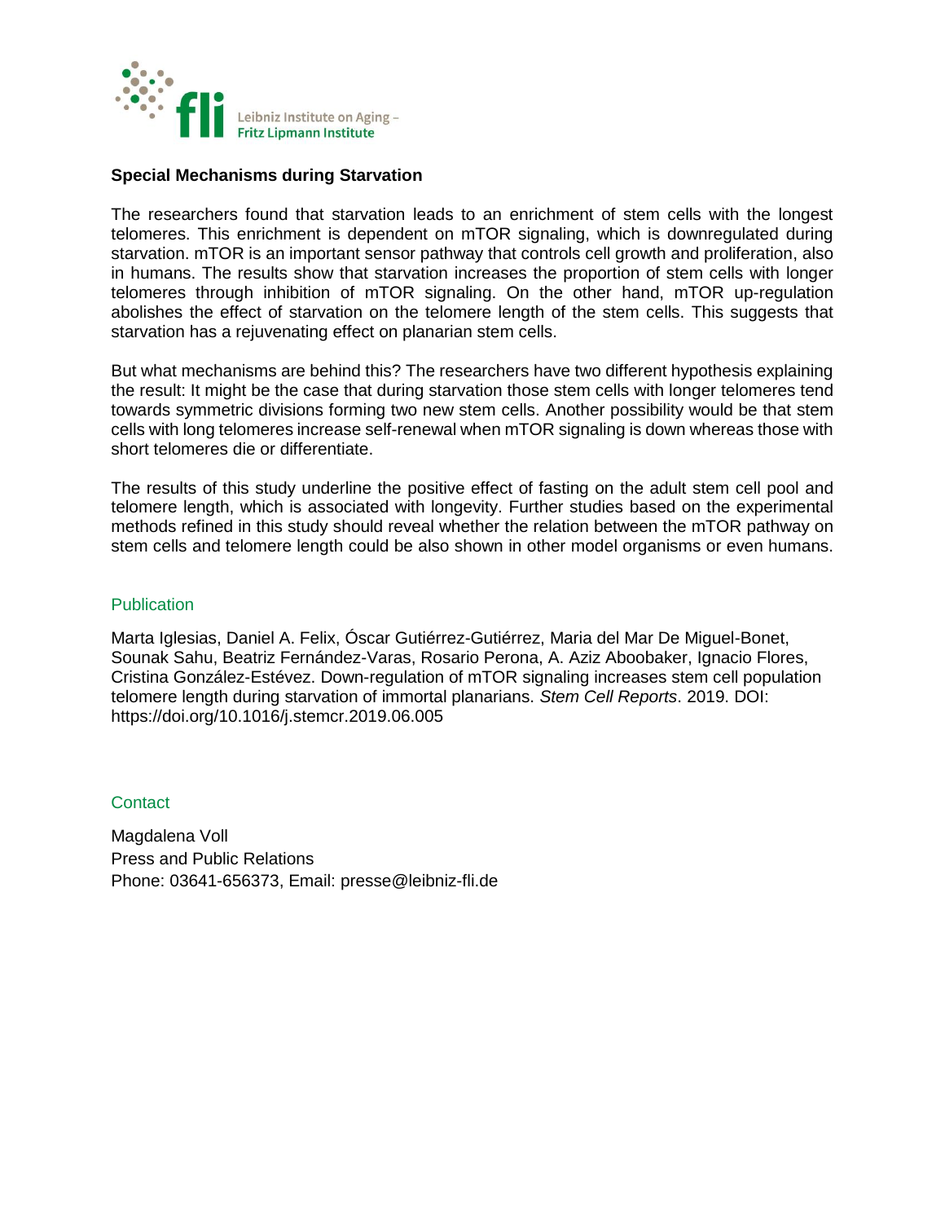**Special Mechanisms during Starvation**

The researchers found that starvation leads to an enrichment of stem cells with the longest telomeres. This enrichment is dependent on mTOR signaling, which is downregulated during starvation. mTOR is an important sensor pathway that controls cell growth and proliferation, also in humans. The results show that starvation increases the proportion of stem cells with longer telomeres through inhibition of mTOR signaling. On the other hand, mTOR up-regulation abolishes the effect of starvation on the telomere length of the stem cells. This suggests that starvation has a rejuvenating effect on planarian stem cells.

But what mechanisms are behind this? The researchers have two different hypothesis explaining the result: It might be the case that during starvation those stem cells with longer telomeres tend towards symmetric divisions forming two new stem cells. Another possibility would be that stem cells with long telomeres increase self-renewal when mTOR signaling is down whereas those with short telomeres die or differentiate.

The results of this study underline the positive effect of fasting on the adult stem cell pool and telomere length, which is associated with longevity. Further studies based on the experimental methods refined in this study should reveal whether the relation between the mTOR pathway on stem cells and telomere length could be also shown in other model organisms or even humans.

## Publication

Marta Iglesias, Daniel A. Felix, Óscar Gutiérrez-Gutiérrez, Maria del Mar De Miguel-Bonet, Sounak Sahu, Beatriz Fernández-Varas, Rosario Perona, A. Aziz Aboobaker, Ignacio Flores, Cristina González-Estévez. Down-regulation of mTOR signaling increases stem cell population telomere length during starvation of immortal planarians. *Stem Cell Reports*. 2019. DOI: https://doi.org/10.1016/j.stemcr.2019.06.005

## Contact

Magdalena Voll
Press and Public Relations
Phone: 03641-656373, Email: presse@leibniz-fli.de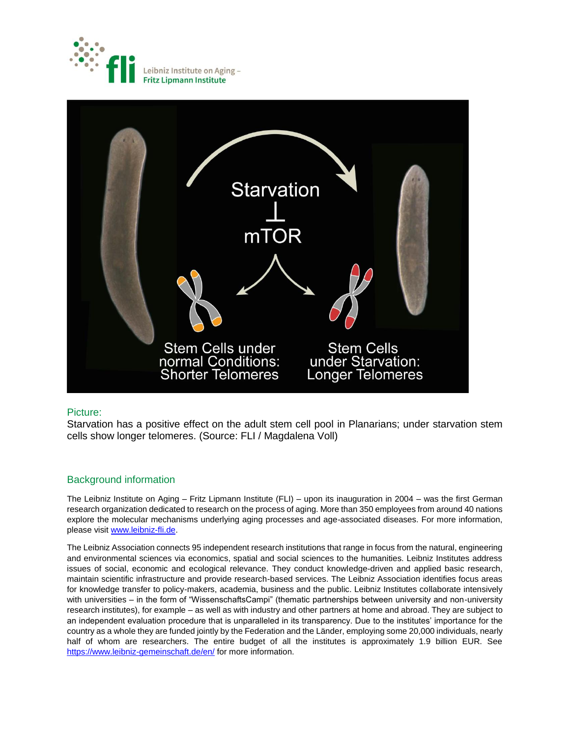Picture:

Starvation has a positive effect on the adult stem cell pool in Planarians; under starvation stem cells show longer telomeres. (Source: FLI / Magdalena Voll)

## Background information

The Leibniz Institute on Aging – Fritz Lipmann Institute (FLI) – upon its inauguration in 2004 – was the first German research organization dedicated to research on the process of aging. More than 350 employees from around 40 nations explore the molecular mechanisms underlying aging processes and age-associated diseases. For more information, please visit www.leibniz-fli.de.

The Leibniz Association connects 95 independent research institutions that range in focus from the natural, engineering and environmental sciences via economics, spatial and social sciences to the humanities. Leibniz Institutes address issues of social, economic and ecological relevance. They conduct knowledge-driven and applied basic research, maintain scientific infrastructure and provide research-based services. The Leibniz Association identifies focus areas for knowledge transfer to policy-makers, academia, business and the public. Leibniz Institutes collaborate intensively with universities – in the form of "WissenschaftsCampi" (thematic partnerships between university and non-university research institutes), for example – as well as with industry and other partners at home and abroad. They are subject to an independent evaluation procedure that is unparalleled in its transparency. Due to the institutes' importance for the country as a whole they are funded jointly by the Federation and the Länder, employing some 20,000 individuals, nearly half of whom are researchers. The entire budget of all the institutes is approximately 1.9 billion EUR. See https://www.leibniz-gemeinschaft.de/en/ for more information.